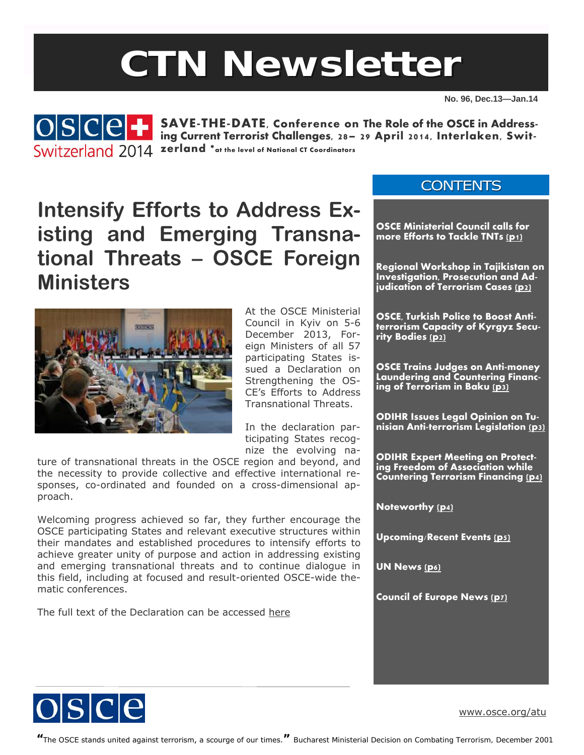# CTN Newsletter

No. 96, Dec.13—Jan.14

**SAVE-THE-DATE, Conference on The Role of the OSCE in Addressing Current Terrorist Challenges, 28– 29 April 2014, Interlaken, Switzerland** *at the level of National CT Coordinators

## CONTENTS

- OSCE Ministerial Council calls for more Efforts to Tackle TNTs (p1)
- Regional Workshop in Tajikistan on Investigation, Prosecution and Adjudication of Terrorism Cases (p2)
- OSCE, Turkish Police to Boost Anti-terrorism Capacity of Kyrgyz Security Bodies (p2)
- OSCE Trains Judges on Anti-money Laundering and Countering Financing of Terrorism in Baku (p3)
- ODIHR Issues Legal Opinion on Tunisian Anti-terrorism Legislation (p3)
- ODIHR Expert Meeting on Protecting Freedom of Association while Countering Terrorism Financing (p4)
- Noteworthy (p4)
- Upcoming/Recent Events (p5)
- UN News (p6)
- Council of Europe News (p7)

# Intensify Efforts to Address Existing and Emerging Transnational Threats – OSCE Foreign Ministers

At the OSCE Ministerial Council in Kyiv on 5-6 December 2013, Foreign Ministers of all 57 participating States issued a Declaration on Strengthening the OSCE's Efforts to Address Transnational Threats.

In the declaration participating States recognize the evolving nature of transnational threats in the OSCE region and beyond, and the necessity to provide collective and effective international responses, co-ordinated and founded on a cross-dimensional approach.

Welcoming progress achieved so far, they further encourage the OSCE participating States and relevant executive structures within their mandates and established procedures to intensify efforts to achieve greater unity of purpose and action in addressing existing and emerging transnational threats and to continue dialogue in this field, including at focused and result-oriented OSCE-wide thematic conferences.

The full text of the Declaration can be accessed here

www.osce.org/atu

"The OSCE stands united against terrorism, a scourge of our times." Bucharest Ministerial Decision on Combating Terrorism, December 2001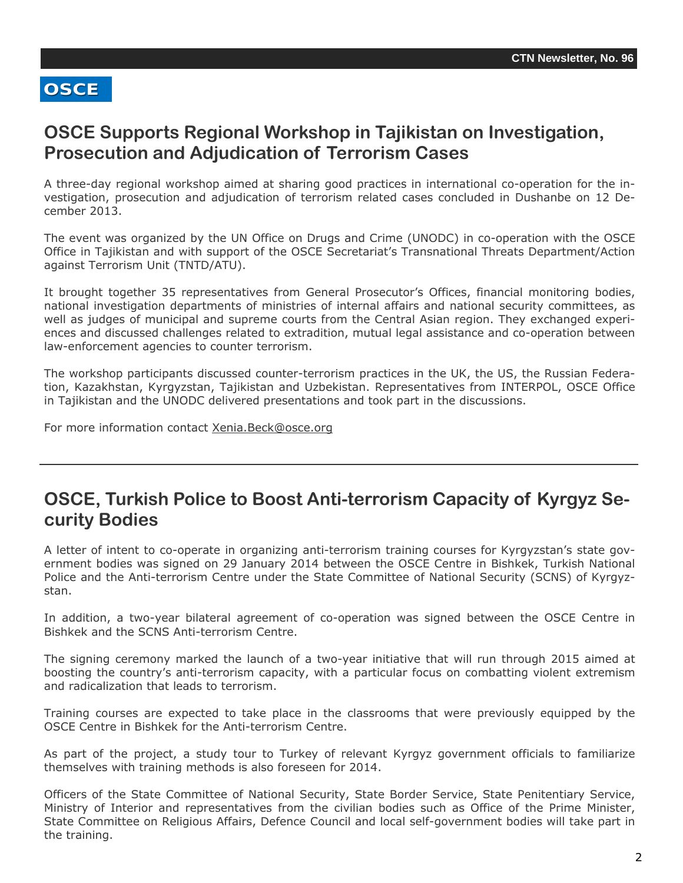OSCE

## OSCE Supports Regional Workshop in Tajikistan on Investigation, Prosecution and Adjudication of Terrorism Cases

A three-day regional workshop aimed at sharing good practices in international co-operation for the investigation, prosecution and adjudication of terrorism related cases concluded in Dushanbe on 12 December 2013.

The event was organized by the UN Office on Drugs and Crime (UNODC) in co-operation with the OSCE Office in Tajikistan and with support of the OSCE Secretariat's Transnational Threats Department/Action against Terrorism Unit (TNTD/ATU).

It brought together 35 representatives from General Prosecutor's Offices, financial monitoring bodies, national investigation departments of ministries of internal affairs and national security committees, as well as judges of municipal and supreme courts from the Central Asian region. They exchanged experiences and discussed challenges related to extradition, mutual legal assistance and co-operation between law-enforcement agencies to counter terrorism.

The workshop participants discussed counter-terrorism practices in the UK, the US, the Russian Federation, Kazakhstan, Kyrgyzstan, Tajikistan and Uzbekistan. Representatives from INTERPOL, OSCE Office in Tajikistan and the UNODC delivered presentations and took part in the discussions.

For more information contact Xenia.Beck@osce.org

---

## OSCE, Turkish Police to Boost Anti-terrorism Capacity of Kyrgyz Security Bodies

A letter of intent to co-operate in organizing anti-terrorism training courses for Kyrgyzstan's state government bodies was signed on 29 January 2014 between the OSCE Centre in Bishkek, Turkish National Police and the Anti-terrorism Centre under the State Committee of National Security (SCNS) of Kyrgyzstan.

In addition, a two-year bilateral agreement of co-operation was signed between the OSCE Centre in Bishkek and the SCNS Anti-terrorism Centre.

The signing ceremony marked the launch of a two-year initiative that will run through 2015 aimed at boosting the country's anti-terrorism capacity, with a particular focus on combatting violent extremism and radicalization that leads to terrorism.

Training courses are expected to take place in the classrooms that were previously equipped by the OSCE Centre in Bishkek for the Anti-terrorism Centre.

As part of the project, a study tour to Turkey of relevant Kyrgyz government officials to familiarize themselves with training methods is also foreseen for 2014.

Officers of the State Committee of National Security, State Border Service, State Penitentiary Service, Ministry of Interior and representatives from the civilian bodies such as Office of the Prime Minister, State Committee on Religious Affairs, Defence Council and local self-government bodies will take part in the training.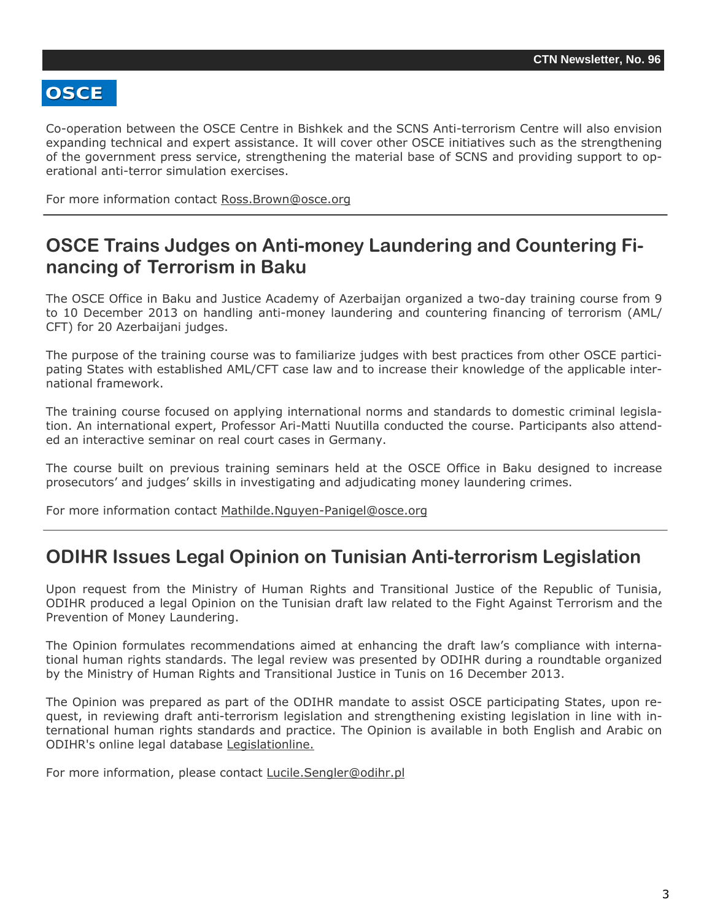Co-operation between the OSCE Centre in Bishkek and the SCNS Anti-terrorism Centre will also envision expanding technical and expert assistance. It will cover other OSCE initiatives such as the strengthening of the government press service, strengthening the material base of SCNS and providing support to operational anti-terror simulation exercises.

For more information contact Ross.Brown@osce.org

---

## OSCE Trains Judges on Anti-money Laundering and Countering Financing of Terrorism in Baku

The OSCE Office in Baku and Justice Academy of Azerbaijan organized a two-day training course from 9 to 10 December 2013 on handling anti-money laundering and countering financing of terrorism (AML/CFT) for 20 Azerbaijani judges.

The purpose of the training course was to familiarize judges with best practices from other OSCE participating States with established AML/CFT case law and to increase their knowledge of the applicable international framework.

The training course focused on applying international norms and standards to domestic criminal legislation. An international expert, Professor Ari-Matti Nuutilla conducted the course. Participants also attended an interactive seminar on real court cases in Germany.

The course built on previous training seminars held at the OSCE Office in Baku designed to increase prosecutors' and judges' skills in investigating and adjudicating money laundering crimes.

For more information contact Mathilde.Nguyen-Panigel@osce.org

---

## ODIHR Issues Legal Opinion on Tunisian Anti-terrorism Legislation

Upon request from the Ministry of Human Rights and Transitional Justice of the Republic of Tunisia, ODIHR produced a legal Opinion on the Tunisian draft law related to the Fight Against Terrorism and the Prevention of Money Laundering.

The Opinion formulates recommendations aimed at enhancing the draft law's compliance with international human rights standards. The legal review was presented by ODIHR during a roundtable organized by the Ministry of Human Rights and Transitional Justice in Tunis on 16 December 2013.

The Opinion was prepared as part of the ODIHR mandate to assist OSCE participating States, upon request, in reviewing draft anti-terrorism legislation and strengthening existing legislation in line with international human rights standards and practice. The Opinion is available in both English and Arabic on ODIHR's online legal database Legislationline.

For more information, please contact Lucile.Sengler@odihr.pl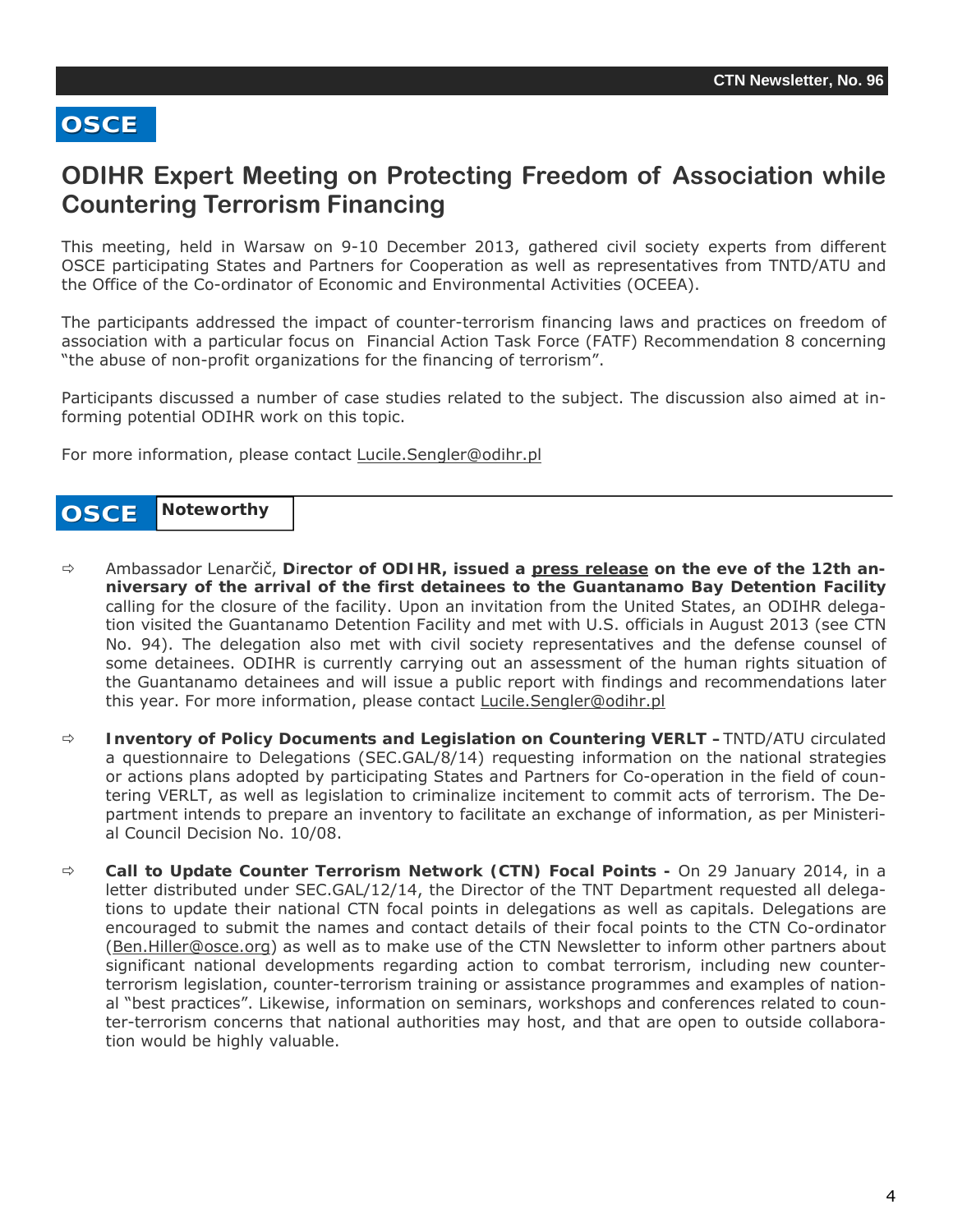OSCE

## ODIHR Expert Meeting on Protecting Freedom of Association while Countering Terrorism Financing

This meeting, held in Warsaw on 9-10 December 2013, gathered civil society experts from different OSCE participating States and Partners for Cooperation as well as representatives from TNTD/ATU and the Office of the Co-ordinator of Economic and Environmental Activities (OCEEA).

The participants addressed the impact of counter-terrorism financing laws and practices on freedom of association with a particular focus on Financial Action Task Force (FATF) Recommendation 8 concerning "the abuse of non-profit organizations for the financing of terrorism".

Participants discussed a number of case studies related to the subject. The discussion also aimed at informing potential ODIHR work on this topic.

For more information, please contact Lucile.Sengler@odihr.pl

OSCE **Noteworthy**

- Ambassador Lenarčič, **Director of ODIHR, issued a press release on the eve of the 12th anniversary of the arrival of the first detainees to the Guantanamo Bay Detention Facility** calling for the closure of the facility. Upon an invitation from the United States, an ODIHR delegation visited the Guantanamo Detention Facility and met with U.S. officials in August 2013 (see CTN No. 94). The delegation also met with civil society representatives and the defense counsel of some detainees. ODIHR is currently carrying out an assessment of the human rights situation of the Guantanamo detainees and will issue a public report with findings and recommendations later this year. For more information, please contact Lucile.Sengler@odihr.pl

- **Inventory of Policy Documents and Legislation on Countering VERLT –** TNTD/ATU circulated a questionnaire to Delegations (SEC.GAL/8/14) requesting information on the national strategies or actions plans adopted by participating States and Partners for Co-operation in the field of countering VERLT, as well as legislation to criminalize incitement to commit acts of terrorism. The Department intends to prepare an inventory to facilitate an exchange of information, as per Ministerial Council Decision No. 10/08.

- **Call to Update Counter Terrorism Network (CTN) Focal Points -** On 29 January 2014, in a letter distributed under SEC.GAL/12/14, the Director of the TNT Department requested all delegations to update their national CTN focal points in delegations as well as capitals. Delegations are encouraged to submit the names and contact details of their focal points to the CTN Co-ordinator (Ben.Hiller@osce.org) as well as to make use of the CTN Newsletter to inform other partners about significant national developments regarding action to combat terrorism, including new counter-terrorism legislation, counter-terrorism training or assistance programmes and examples of national "best practices". Likewise, information on seminars, workshops and conferences related to counter-terrorism concerns that national authorities may host, and that are open to outside collaboration would be highly valuable.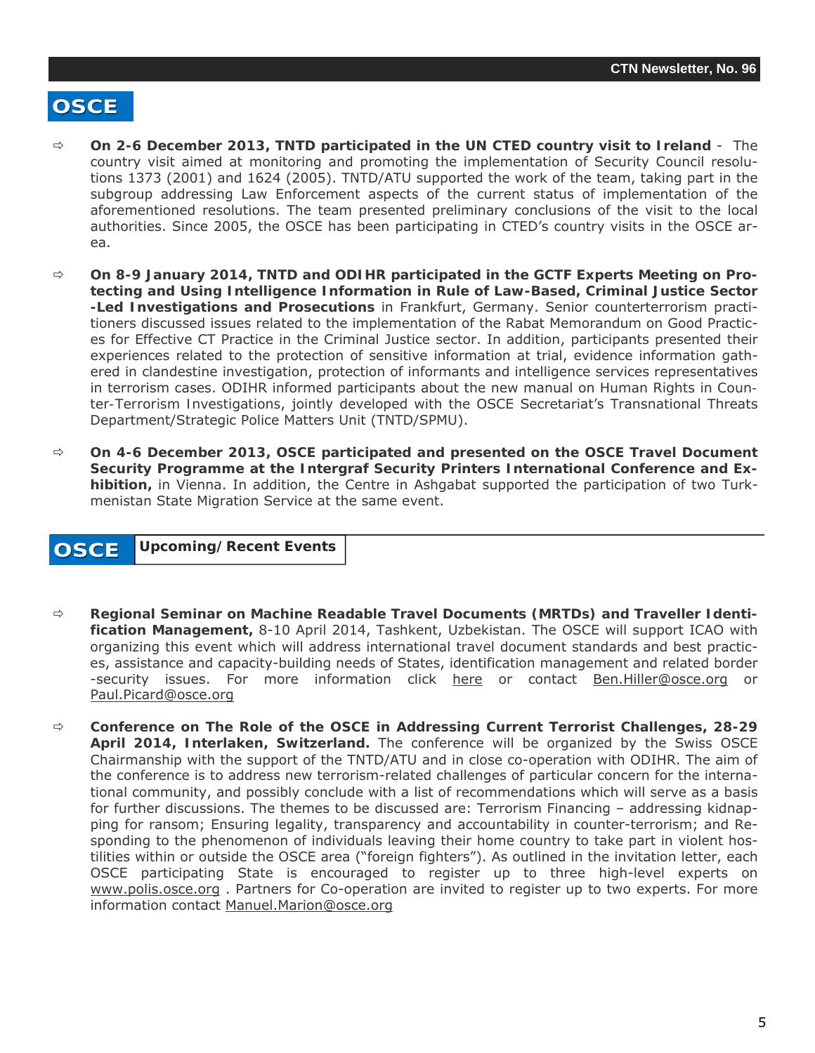## OSCE

- **On 2-6 December 2013, TNTD participated in the UN CTED country visit to Ireland** - The country visit aimed at monitoring and promoting the implementation of Security Council resolutions 1373 (2001) and 1624 (2005). TNTD/ATU supported the work of the team, taking part in the subgroup addressing Law Enforcement aspects of the current status of implementation of the aforementioned resolutions. The team presented preliminary conclusions of the visit to the local authorities. Since 2005, the OSCE has been participating in CTED's country visits in the OSCE area.

- **On 8-9 January 2014, TNTD and ODIHR participated in the GCTF Experts Meeting on Protecting and Using Intelligence Information in Rule of Law-Based, Criminal Justice Sector -Led Investigations and Prosecutions** in Frankfurt, Germany. Senior counterterrorism practitioners discussed issues related to the implementation of the Rabat Memorandum on Good Practices for Effective CT Practice in the Criminal Justice sector. In addition, participants presented their experiences related to the protection of sensitive information at trial, evidence information gathered in clandestine investigation, protection of informants and intelligence services representatives in terrorism cases. ODIHR informed participants about the new manual on Human Rights in Counter-Terrorism Investigations, jointly developed with the OSCE Secretariat's Transnational Threats Department/Strategic Police Matters Unit (TNTD/SPMU).

- **On 4-6 December 2013, OSCE participated and presented on the OSCE Travel Document Security Programme at the Intergraf Security Printers International Conference and Exhibition,** in Vienna. In addition, the Centre in Ashgabat supported the participation of two Turkmenistan State Migration Service at the same event.

## OSCE Upcoming/Recent Events

- **Regional Seminar on Machine Readable Travel Documents (MRTDs) and Traveller Identification Management,** 8-10 April 2014, Tashkent, Uzbekistan. The OSCE will support ICAO with organizing this event which will address international travel document standards and best practices, assistance and capacity-building needs of States, identification management and related border-security issues. For more information click here or contact Ben.Hiller@osce.org or Paul.Picard@osce.org

- **Conference on The Role of the OSCE in Addressing Current Terrorist Challenges, 28-29 April 2014, Interlaken, Switzerland.** The conference will be organized by the Swiss OSCE Chairmanship with the support of the TNTD/ATU and in close co-operation with ODIHR. The aim of the conference is to address new terrorism-related challenges of particular concern for the international community, and possibly conclude with a list of recommendations which will serve as a basis for further discussions. The themes to be discussed are: Terrorism Financing – addressing kidnapping for ransom; Ensuring legality, transparency and accountability in counter-terrorism; and Responding to the phenomenon of individuals leaving their home country to take part in violent hostilities within or outside the OSCE area ("foreign fighters"). As outlined in the invitation letter, each OSCE participating State is encouraged to register up to three high-level experts on www.polis.osce.org . Partners for Co-operation are invited to register up to two experts. For more information contact Manuel.Marion@osce.org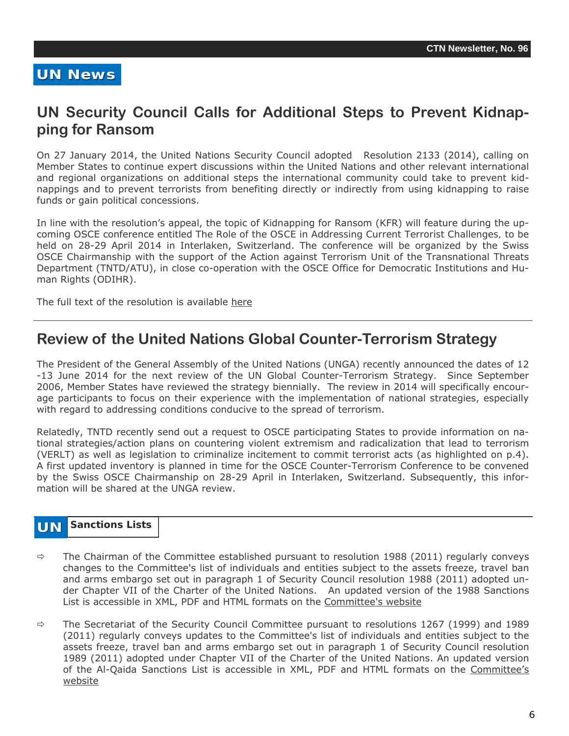## UN News

## UN Security Council Calls for Additional Steps to Prevent Kidnapping for Ransom

On 27 January 2014, the United Nations Security Council adopted Resolution 2133 (2014), calling on Member States to continue expert discussions within the United Nations and other relevant international and regional organizations on additional steps the international community could take to prevent kidnappings and to prevent terrorists from benefiting directly or indirectly from using kidnapping to raise funds or gain political concessions.

In line with the resolution's appeal, the topic of Kidnapping for Ransom (KFR) will feature during the upcoming OSCE conference entitled The Role of the OSCE in Addressing Current Terrorist Challenges, to be held on 28-29 April 2014 in Interlaken, Switzerland. The conference will be organized by the Swiss OSCE Chairmanship with the support of the Action against Terrorism Unit of the Transnational Threats Department (TNTD/ATU), in close co-operation with the OSCE Office for Democratic Institutions and Human Rights (ODIHR).

The full text of the resolution is available here

## Review of the United Nations Global Counter-Terrorism Strategy

The President of the General Assembly of the United Nations (UNGA) recently announced the dates of 12-13 June 2014 for the next review of the UN Global Counter-Terrorism Strategy. Since September 2006, Member States have reviewed the strategy biennially. The review in 2014 will specifically encourage participants to focus on their experience with the implementation of national strategies, especially with regard to addressing conditions conducive to the spread of terrorism.

Relatedly, TNTD recently send out a request to OSCE participating States to provide information on national strategies/action plans on countering violent extremism and radicalization that lead to terrorism (VERLT) as well as legislation to criminalize incitement to commit terrorist acts (as highlighted on p.4). A first updated inventory is planned in time for the OSCE Counter-Terrorism Conference to be convened by the Swiss OSCE Chairmanship on 28-29 April in Interlaken, Switzerland. Subsequently, this information will be shared at the UNGA review.

### UN Sanctions Lists

- The Chairman of the Committee established pursuant to resolution 1988 (2011) regularly conveys changes to the Committee's list of individuals and entities subject to the assets freeze, travel ban and arms embargo set out in paragraph 1 of Security Council resolution 1988 (2011) adopted under Chapter VII of the Charter of the United Nations. An updated version of the 1988 Sanctions List is accessible in XML, PDF and HTML formats on the Committee's website

- The Secretariat of the Security Council Committee pursuant to resolutions 1267 (1999) and 1989 (2011) regularly conveys updates to the Committee's list of individuals and entities subject to the assets freeze, travel ban and arms embargo set out in paragraph 1 of Security Council resolution 1989 (2011) adopted under Chapter VII of the Charter of the United Nations. An updated version of the Al-Qaida Sanctions List is accessible in XML, PDF and HTML formats on the Committee's website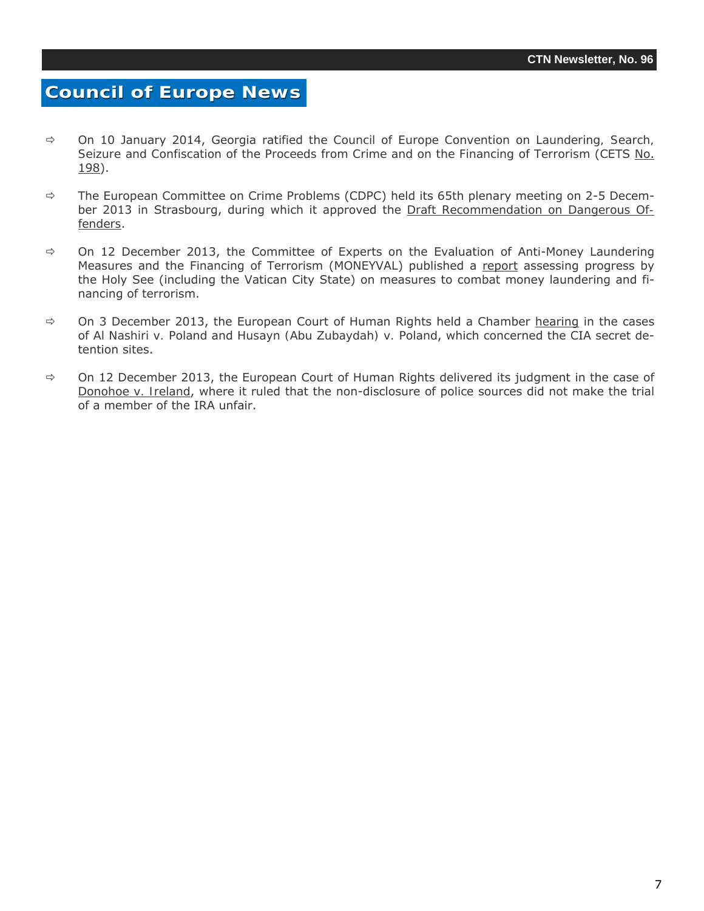## Council of Europe News

- On 10 January 2014, Georgia ratified the Council of Europe Convention on Laundering, Search, Seizure and Confiscation of the Proceeds from Crime and on the Financing of Terrorism (CETS No. 198).
- The European Committee on Crime Problems (CDPC) held its 65th plenary meeting on 2-5 December 2013 in Strasbourg, during which it approved the Draft Recommendation on Dangerous Offenders.
- On 12 December 2013, the Committee of Experts on the Evaluation of Anti-Money Laundering Measures and the Financing of Terrorism (MONEYVAL) published a report assessing progress by the Holy See (including the Vatican City State) on measures to combat money laundering and financing of terrorism.
- On 3 December 2013, the European Court of Human Rights held a Chamber hearing in the cases of Al Nashiri v. Poland and Husayn (Abu Zubaydah) v. Poland, which concerned the CIA secret detention sites.
- On 12 December 2013, the European Court of Human Rights delivered its judgment in the case of Donohoe v. Ireland, where it ruled that the non-disclosure of police sources did not make the trial of a member of the IRA unfair.